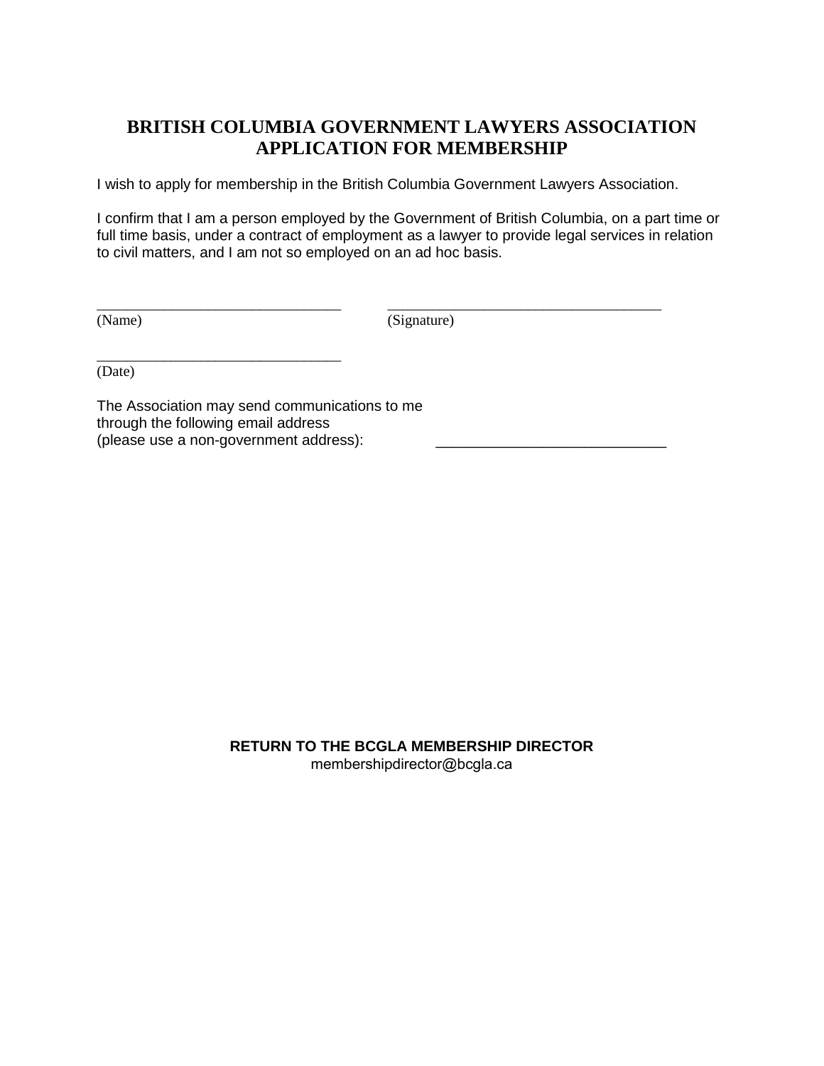# BRITISH COLUMBIA GOVERNMENT LAWYERS ASSOCIATION
# APPLICATION FOR MEMBERSHIP

I wish to apply for membership in the British Columbia Government Lawyers Association.

I confirm that I am a person employed by the Government of British Columbia, on a part time or full time basis, under a contract of employment as a lawyer to provide legal services in relation to civil matters, and I am not so employed on an ad hoc basis.

________________________________ ____________________________________
(Name) (Signature)

________________________________
(Date)

The Association may send communications to me through the following email address (please use a non-government address): ____________________________

**RETURN TO THE BCGLA MEMBERSHIP DIRECTOR**
membershipdirector@bcgla.ca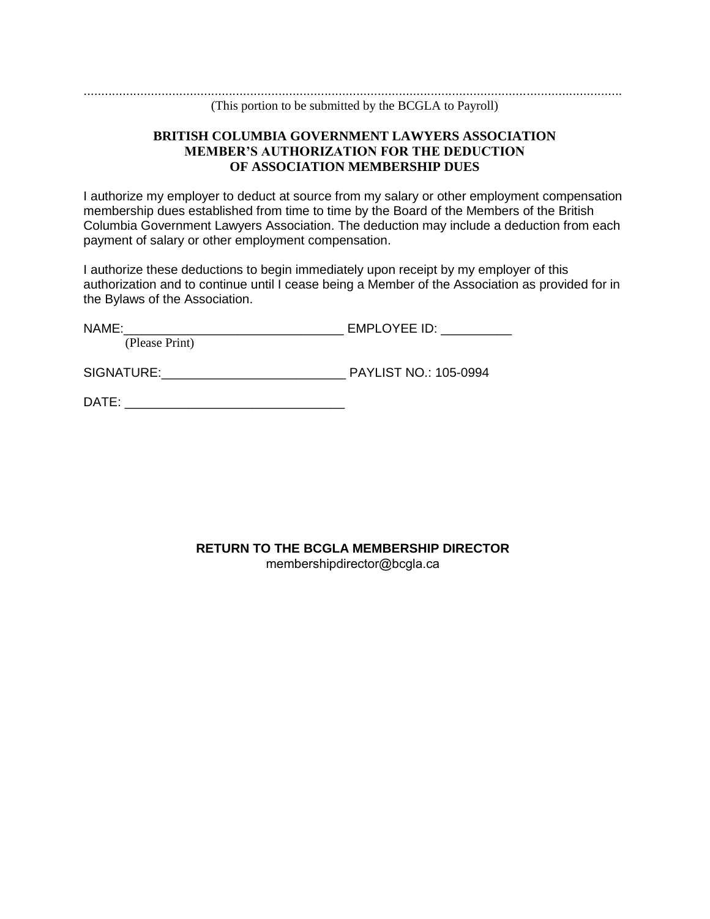..........................................................................................................................................................

(This portion to be submitted by the BCGLA to Payroll)

**BRITISH COLUMBIA GOVERNMENT LAWYERS ASSOCIATION**
**MEMBER'S AUTHORIZATION FOR THE DEDUCTION**
**OF ASSOCIATION MEMBERSHIP DUES**

I authorize my employer to deduct at source from my salary or other employment compensation membership dues established from time to time by the Board of the Members of the British Columbia Government Lawyers Association. The deduction may include a deduction from each payment of salary or other employment compensation.

I authorize these deductions to begin immediately upon receipt by my employer of this authorization and to continue until I cease being a Member of the Association as provided for in the Bylaws of the Association.

NAME:_______________________________ EMPLOYEE ID: __________
(Please Print)

SIGNATURE:_________________________ PAYLIST NO.: 105-0994

DATE: _______________________________

**RETURN TO THE BCGLA MEMBERSHIP DIRECTOR**

membershipdirector@bcgla.ca